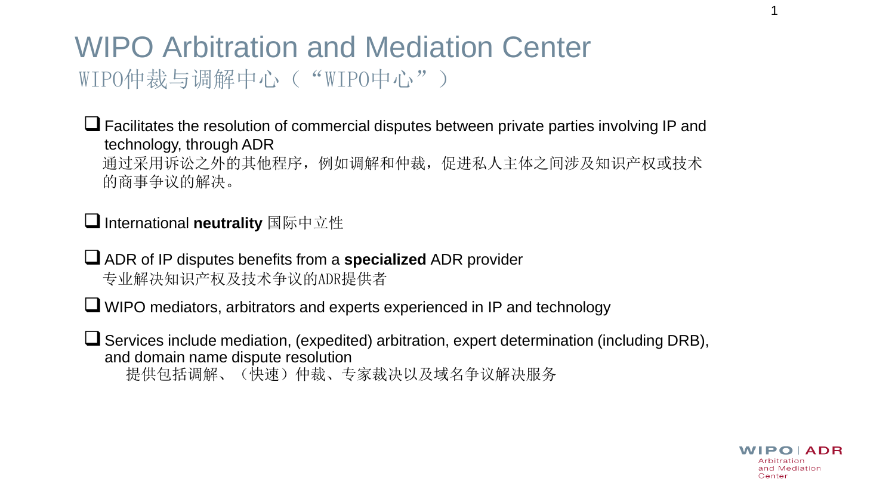# WIPO Arbitration and Mediation Center

## WIPO仲裁与调解中心（“WIPO中心”）

- Facilitates the resolution of commercial disputes between private parties involving IP and technology, through ADR
  通过采用诉讼之外的其他程序，例如调解和仲裁，促进私人主体之间涉及知识产权或技术的商事争议的解决。

- International **neutrality** 国际中立性

- ADR of IP disputes benefits from a **specialized** ADR provider
  专业解决知识产权及技术争议的ADR提供者

- WIPO mediators, arbitrators and experts experienced in IP and technology

- Services include mediation, (expedited) arbitration, expert determination (including DRB), and domain name dispute resolution
  提供包括调解、（快速）仲裁、专家裁决以及域名争议解决服务

WIPO | ADR Arbitration and Mediation Center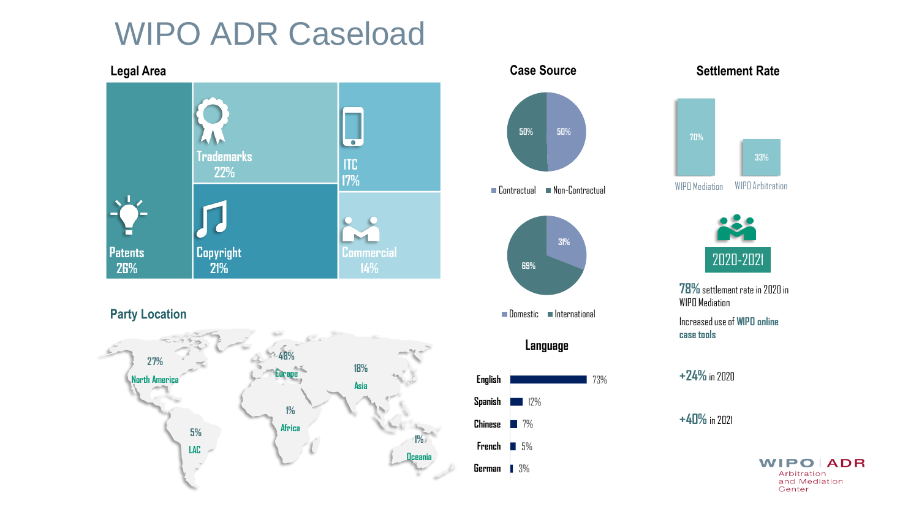# WIPO ADR Caseload

## Legal Area

| Legal Area | Share |
| --- | --- |
| Patents | 26% |
| Trademarks | 22% |
| Copyright | 21% |
| ITC | 17% |
| Commercial | 14% |

## Party Location

| Region | Share |
| --- | --- |
| North America | 27% |
| Europe | 48% |
| Asia | 18% |
| Africa | 1% |
| LAC | 5% |
| Oceania | 1% |

## Case Source

| Contractual | Non-Contractual |
| --- | --- |
| 50% | 50% |

| Domestic | International |
| --- | --- |
| 31% | 69% |

## Language

| Language | Share |
| --- | --- |
| English | 73% |
| Spanish | 12% |
| Chinese | 7% |
| French | 5% |
| German | 3% |

## Settlement Rate

| WIPO Mediation | WIPO Arbitration |
| --- | --- |
| 70% | 33% |

**2020-2021**

**78%** settlement rate in 2020 in WIPO Mediation

Increased use of **WIPO online case tools**

**+24%** in 2020

**+40%** in 2021

WIPO | ADR Arbitration and Mediation Center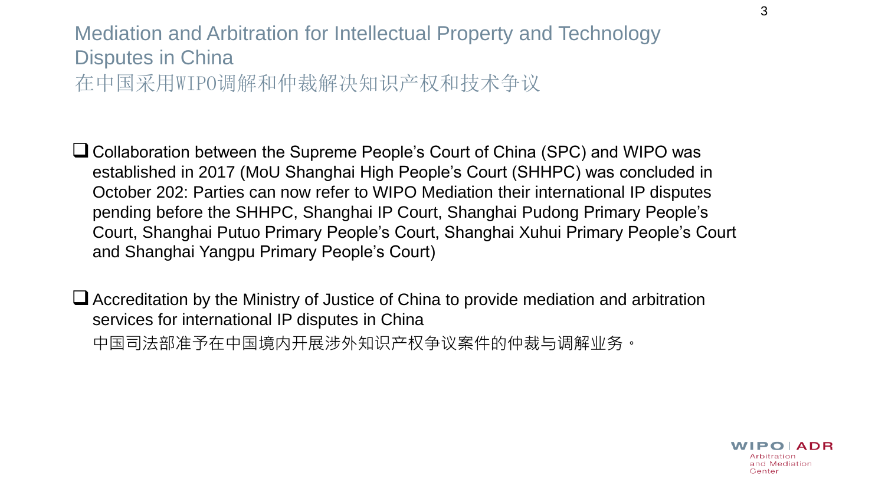# Mediation and Arbitration for Intellectual Property and Technology Disputes in China
# 在中国采用WIPO调解和仲裁解决知识产权和技术争议

- Collaboration between the Supreme People's Court of China (SPC) and WIPO was established in 2017 (MoU Shanghai High People's Court (SHHPC) was concluded in October 202: Parties can now refer to WIPO Mediation their international IP disputes pending before the SHHPC, Shanghai IP Court, Shanghai Pudong Primary People's Court, Shanghai Putuo Primary People's Court, Shanghai Xuhui Primary People's Court and Shanghai Yangpu Primary People's Court)

- Accreditation by the Ministry of Justice of China to provide mediation and arbitration services for international IP disputes in China
  中国司法部准予在中国境内开展涉外知识产权争议案件的仲裁与调解业务。

WIPO | ADR Arbitration and Mediation Center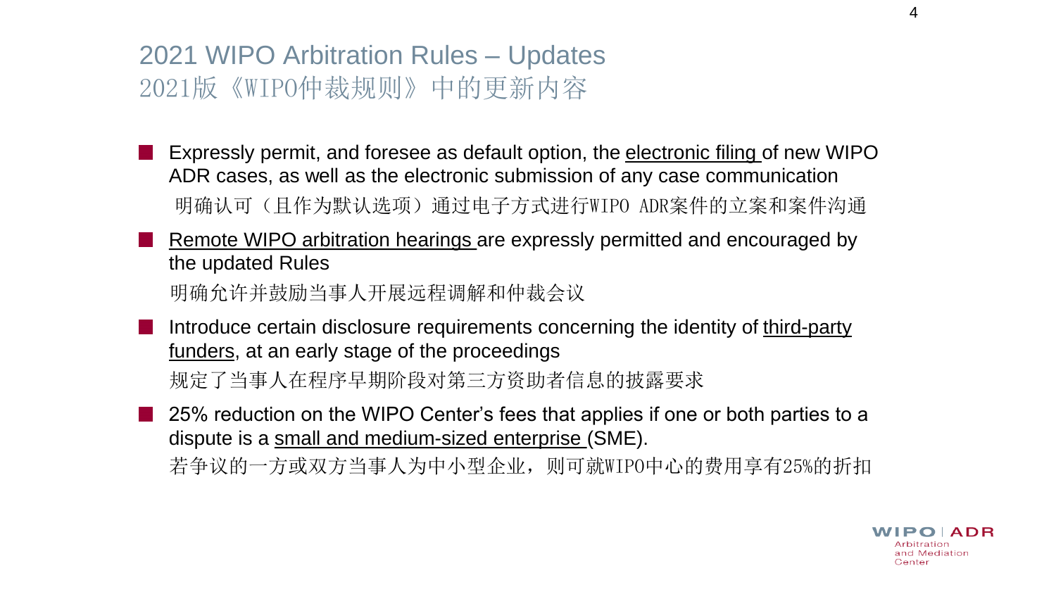## 2021 WIPO Arbitration Rules – Updates
## 2021版《WIPO仲裁规则》中的更新内容

- Expressly permit, and foresee as default option, the <u>electronic filing</u> of new WIPO ADR cases, as well as the electronic submission of any case communication
  明确认可（且作为默认选项）通过电子方式进行WIPO ADR案件的立案和案件沟通
- <u>Remote WIPO arbitration hearings</u> are expressly permitted and encouraged by the updated Rules
  明确允许并鼓励当事人开展远程调解和仲裁会议
- Introduce certain disclosure requirements concerning the identity of <u>third-party funders</u>, at an early stage of the proceedings
  规定了当事人在程序早期阶段对第三方资助者信息的披露要求
- 25% reduction on the WIPO Center's fees that applies if one or both parties to a dispute is a <u>small and medium-sized enterprise</u> (SME).
  若争议的一方或双方当事人为中小型企业，则可就WIPO中心的费用享有25%的折扣

WIPO | ADR
Arbitration
and Mediation
Center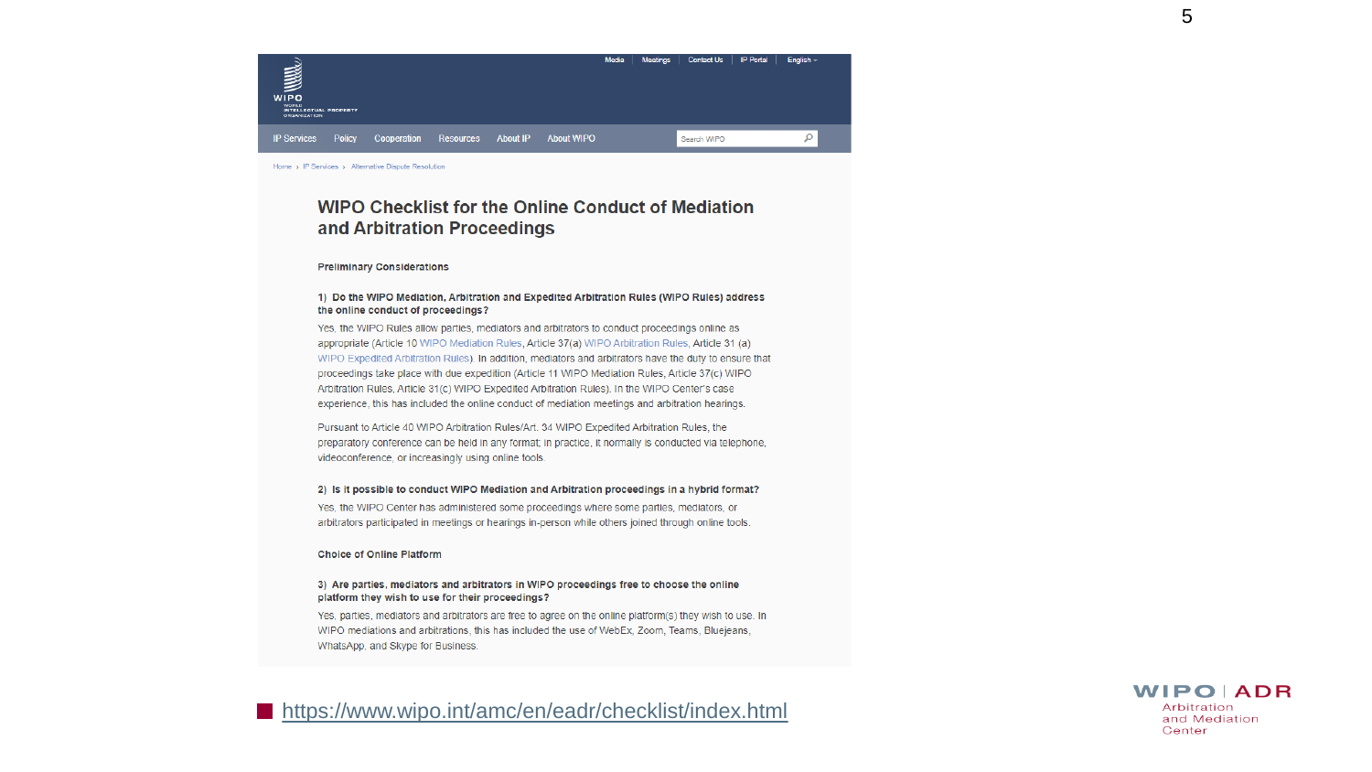Media | Meetings | Contact Us | IP Portal | English

IP Services | Policy | Cooperation | Resources | About IP | About WIPO

Home › IP Services › Alternative Dispute Resolution

# WIPO Checklist for the Online Conduct of Mediation and Arbitration Proceedings

**Preliminary Considerations**

**1) Do the WIPO Mediation, Arbitration and Expedited Arbitration Rules (WIPO Rules) address the online conduct of proceedings?**

Yes, the WIPO Rules allow parties, mediators and arbitrators to conduct proceedings online as appropriate (Article 10 WIPO Mediation Rules, Article 37(a) WIPO Arbitration Rules, Article 31 (a) WIPO Expedited Arbitration Rules). In addition, mediators and arbitrators have the duty to ensure that proceedings take place with due expedition (Article 11 WIPO Mediation Rules, Article 37(c) WIPO Arbitration Rules, Article 31(c) WIPO Expedited Arbitration Rules). In the WIPO Center's case experience, this has included the online conduct of mediation meetings and arbitration hearings.

Pursuant to Article 40 WIPO Arbitration Rules/Art. 34 WIPO Expedited Arbitration Rules, the preparatory conference can be held in any format; in practice, it normally is conducted via telephone, videoconference, or increasingly using online tools.

**2) Is it possible to conduct WIPO Mediation and Arbitration proceedings in a hybrid format?**

Yes, the WIPO Center has administered some proceedings where some parties, mediators, or arbitrators participated in meetings or hearings in-person while others joined through online tools.

**Choice of Online Platform**

**3) Are parties, mediators and arbitrators in WIPO proceedings free to choose the online platform they wish to use for their proceedings?**

Yes, parties, mediators and arbitrators are free to agree on the online platform(s) they wish to use. In WIPO mediations and arbitrations, this has included the use of WebEx, Zoom, Teams, Bluejeans, WhatsApp, and Skype for Business.

- https://www.wipo.int/amc/en/eadr/checklist/index.html

WIPO | ADR Arbitration and Mediation Center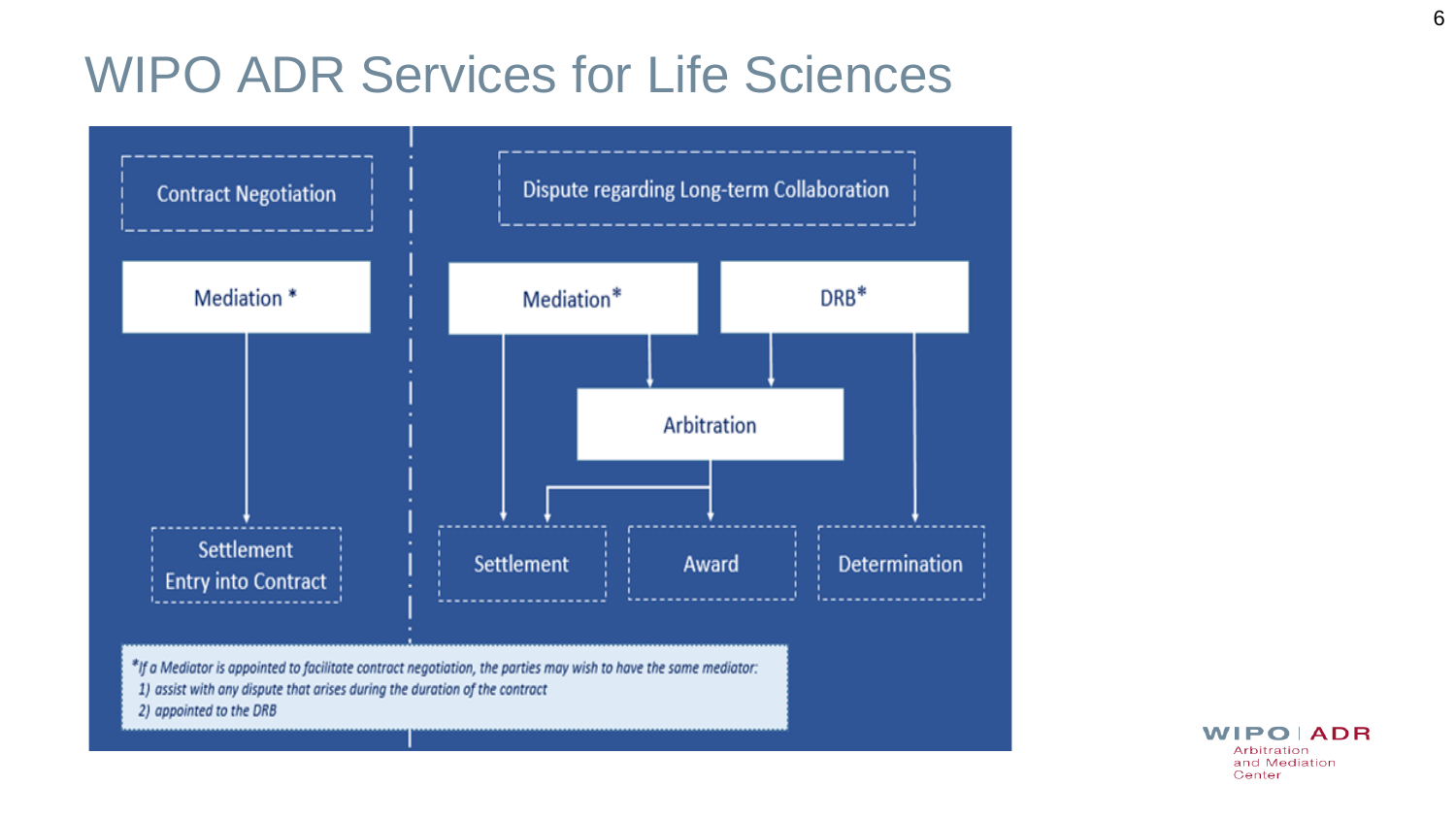# WIPO ADR Services for Life Sciences

**Contract Negotiation**

- Mediation * → Settlement / Entry into Contract

**Dispute regarding Long-term Collaboration**

- Mediation* → Settlement
- Mediation* → Arbitration
- DRB* → Arbitration
- DRB* → Determination
- Arbitration → Settlement
- Arbitration → Award

*If a Mediator is appointed to facilitate contract negotiation, the parties may wish to have the same mediator:

1) assist with any dispute that arises during the duration of the contract
2) appointed to the DRB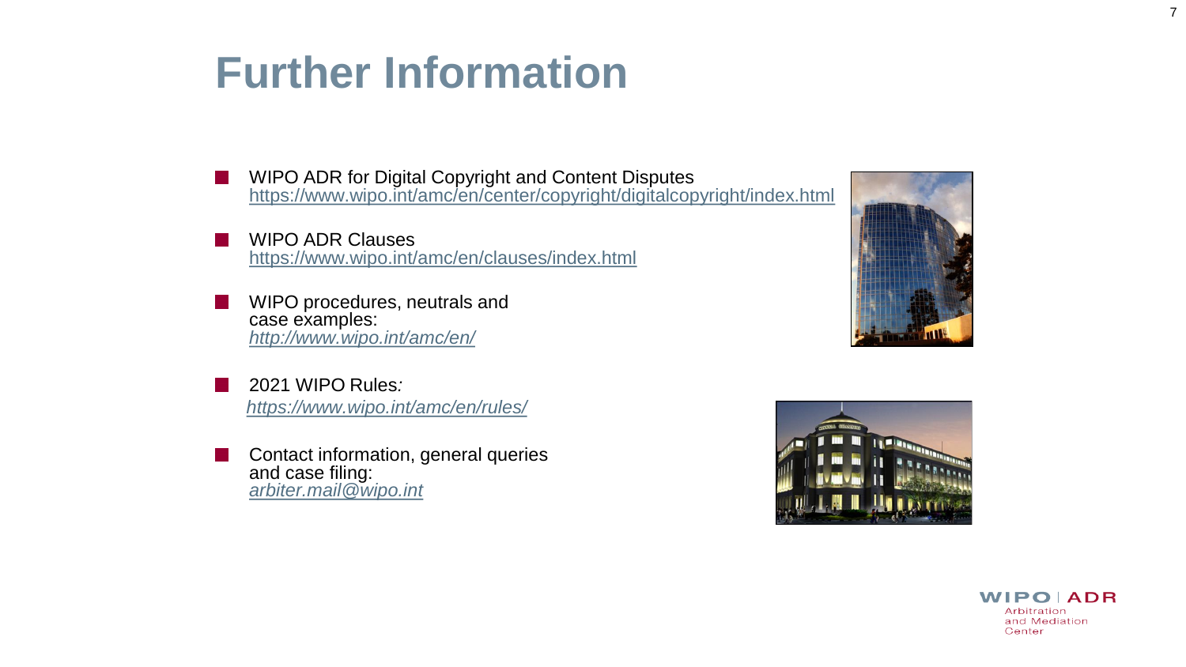# Further Information

- WIPO ADR for Digital Copyright and Content Disputes
  https://www.wipo.int/amc/en/center/copyright/digitalcopyright/index.html
- WIPO ADR Clauses
  https://www.wipo.int/amc/en/clauses/index.html
- WIPO procedures, neutrals and case examples:
  *http://www.wipo.int/amc/en/*
- 2021 WIPO Rules*:*
  *https://www.wipo.int/amc/en/rules/*
- Contact information, general queries and case filing:
  *arbiter.mail@wipo.int*

WIPO | ADR
Arbitration and Mediation Center